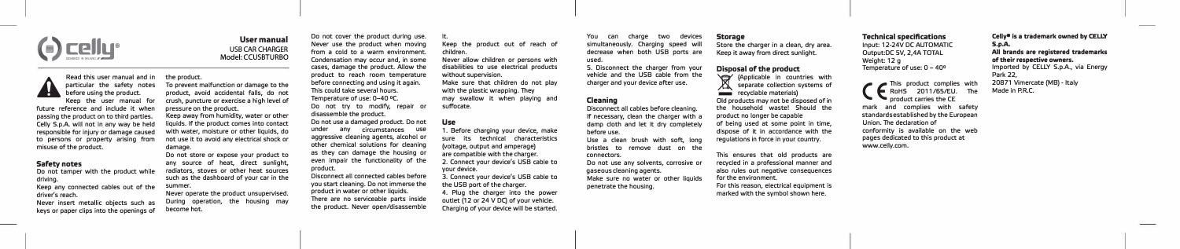celly

# User manual

USB CAR CHARGER
Model: CCUSBTURBO

Read this user manual and in particular the safety notes before using the product. Keep the user manual for future reference and include it when passing the product on to third parties. Celly S.p.A. will not in any way be held responsible for injury or damage caused to persons or property arising from misuse of the product.

## Safety notes

Do not tamper with the product while driving.

Keep any connected cables out of the driver's reach.

Never insert metallic objects such as keys or paper clips into the openings of the product.

To prevent malfunction or damage to the product, avoid accidental falls, do not crush, puncture or exercise a high level of pressure on the product.

Keep away from humidity, water or other liquids. If the product comes into contact with water, moisture or other liquids, do not use it to avoid any electrical shock or damage.

Do not store or expose your product to any source of heat, direct sunlight, radiators, stoves or other heat sources such as the dashboard of your car in the summer.

Never operate the product unsupervised. During operation, the housing may become hot.

Do not cover the product during use. Never use the product when moving from a cold to a warm environment. Condensation may occur and, in some cases, damage the product. Allow the product to reach room temperature before connecting and using it again. This could take several hours.

Temperature of use: 0–40 °C.

Do not try to modify, repair or disassemble the product.

Do not use a damaged product. Do not under any circumstances use aggressive cleaning agents, alcohol or other chemical solutions for cleaning as they can damage the housing or even impair the functionality of the product.

Disconnect all connected cables before you start cleaning. Do not immerse the product in water or other liquids.

There are no serviceable parts inside the product. Never open/disassemble it.

Keep the product out of reach of children.

Never allow children or persons with disabilities to use electrical products without supervision.

Make sure that children do not play with the plastic wrapping. They may swallow it when playing and suffocate.

## Use

1. Before charging your device, make sure its technical characteristics (voltage, output and amperage) are compatible with the charger.
2. Connect your device's USB cable to your device.
3. Connect your device's USB cable to the USB port of the charger.
4. Plug the charger into the power outlet (12 or 24 V DC) of your vehicle. Charging of your device will be started. You can charge two devices simultaneously. Charging speed will decrease when both USB ports are used.
5. Disconnect the charger from your vehicle and the USB cable from the charger and your device after use.

## Cleaning

Disconnect all cables before cleaning.

If necessary, clean the charger with a damp cloth and let it dry completely before use.

Use a clean brush with soft, long bristles to remove dust on the connectors.

Do not use any solvents, corrosive or gaseous cleaning agents.

Make sure no water or other liquids penetrate the housing.

## Storage

Store the charger in a clean, dry area. Keep it away from direct sunlight.

## Disposal of the product

(Applicable in countries with separate collection systems of recyclable materials)

Old products may not be disposed of in the household waste! Should the product no longer be capable of being used at some point in time, dispose of it in accordance with the regulations in force in your country.

This ensures that old products are recycled in a professional manner and also rules out negative consequences for the environment.

For this reason, electrical equipment is marked with the symbol shown here.

## Technical specifications

Input: 12-24V DC AUTOMATIC
Output:DC 5V, 2,4A TOTAL
Weight: 12 g
Temperature of use: 0 – 40º

CE This product complies with RoHS 2011/65/EU. The product carries the CE mark and complies with safety standards established by the European Union. The declaration of conformity is available on the web pages dedicated to this product at www.celly.com.

**Celly® is a trademark owned by CELLY S.p.A.**
**All brands are registered trademarks of their respective owners.**
Imported by CELLY S.p.A., via Energy Park 22,
20871 Vimercate (MB) - Italy
Made in P.R.C.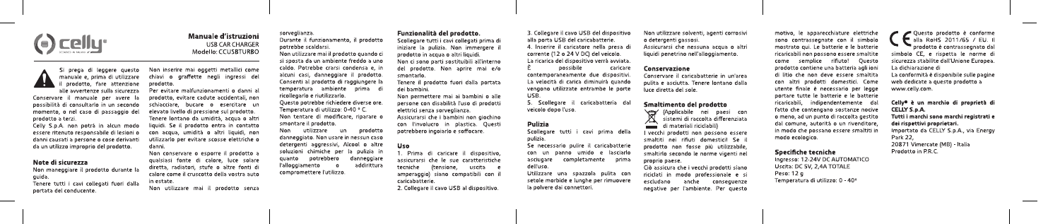celly®

## Manuale d'istruzioni

USB CAR CHARGER
Modello: CCUSBTURBO

Si prega di leggere questo manuale e, prima di utilizzare il prodotto, fare attenzione alle avvertenze sulla sicurezza. Conservare il manuale per avere la possibilità di consultarlo in un secondo momento, o nel caso di passaggio del prodotto a terzi.

Celly S.p.A. non potrà in alcun modo essere ritenuto responsabile di lesioni o danni causati a persone o cose derivanti da un utilizzo improprio del prodotto.

### Note di sicurezza

Non maneggiare il prodotto durante la guida.

Tenere tutti i cavi collegati fuori dalla portata del conducente.

Non inserire mai oggetti metallici come chiavi o graffette negli ingressi del prodotto.

Per evitare malfunzionamenti o danni al prodotto, evitare cadute accidentali, non schiacciare, bucare o esercitare un elevato livello di pressione sul prodotto.

Tenere lontano da umidità, acqua o altri liquidi. Se il prodotto entra in contatto con acqua, umidità o altri liquidi, non utilizzarlo per evitare scosse elettriche o danni.

Non conservare o esporre il prodotto a qualsiasi fonte di calore, luce solare diretta, radiatori, stufe o altre fonti di calore come il cruscotto della vostra auto in estate.

Non utilizzare mai il prodotto senza sorveglianza.

Durante il funzionamento, il prodotto potrebbe scaldarsi.

Non utilizzare mai il prodotto quando ci si sposta da un ambiente freddo a uno caldo. Potrebbe crearsi condensa e, in alcuni casi, danneggiare il prodotto. Consenti al prodotto di raggiungere la temperatura ambiente prima di ricollegarlo e riutilizzarlo.

Questo prodotto richiedere diverse ore.

Temperatura di utilizzo: 0-40 ° C.

Non tentare di modificare, riparare o smontare il prodotto.

Non utilizzare un prodotto danneggiato. Non usare in nessun caso detergenti aggressivi, Alcool o altre soluzioni chimiche per la pulizia in quanto potrebbero danneggiare l'alloggiamento o addirittura compromettere l'utilizzo.

### Funzionalità del prodotto.

Scollegare tutti i cavi collegati prima di iniziare la pulizia. Non immergere il prodotto in acqua o altri liquidi.

Non ci sono parti sostituibili all'interno del prodotto. Non aprire mai e/o smontarlo.

Tenere il prodotto fuori dalla portata dei bambini.

Non permettere mai ai bambini o alle persone con disabilità l'uso di prodotti elettrici senza sorveglianza.

Assicurarsi che i bambini non giochino con l'involucro in plastica. Questi potrebbero ingoiarlo e soffocare.

### Uso

1. Prima di caricare il dispositivo, assicurarsi che le sue caratteristiche tecniche (tensione, uscita e amperaggio) siano compatibili con il caricabatterie.
2. Collegare il cavo USB al dispositivo.
3. Collegare il cavo USB del dispositivo alla porta USB del caricabatterie.
4. Inserire il caricatore nella presa di corrente (12 o 24 V DC) del veicolo.

La ricarica del dispositivo verrà avviata.

È possibile caricare contemporaneamente due dispositivi. La velocità di carica diminuirà quando vengano utilizzate entrambe le porte USB.

5. Scollegare il caricabatteria dal veicolo dopo l'uso.

### Pulizia

Scollegare tutti i cavi prima della pulizia.

Se necessario pulire il caricabatterie con un panno umido e lasciarlo asciugare completamente prima dell'uso.

Utilizzare una spazzola pulita con setole morbide e lunghe per rimuovere la polvere dai connettori.

Non utilizzare solventi, agenti corrosivi o detergenti gassosi.

Assicurarsi che nessuna acqua o altri liquidi penetrino nell'alloggiamento.

### Conservazione

Conservare il caricabatterie in un'area pulita e asciutta. Tenere lontano dalla luce diretta del sole.

### Smaltimento del prodotto

(Applicabile nei paesi con sistemi di raccolta differenziata di materiali riciclabili)

I vecchi prodotti non possono essere smaltiti nei rifiuti domestici! Se il prodotto non fosse più utilizzabile, smaltirlo secondo le norme vigenti nel proprio paese.

Ciò assicura che i vecchi prodotti siano riciclati in modo professionale e si escludano anche conseguenze negative per l'ambiente. Per questo motivo, le apparecchiature elettriche sono contrassegnate con il simbolo mostrato qui. Le batterie e le batterie ricaricabili non possono essere smaltite come semplice rifiuto! Questo prodotto contiene una batteria agli ioni di litio che non deve essere smaltita con altri prodotti domestici. Come utente finale è necessario per legge portare tutte le batterie e le batterie ricaricabili, indipendentemente dal fatto che contengano sostanze nocive o meno, ad un punto di raccolta gestito dal comune, autorità o un rivenditore, in modo che possano essere smaltiti in modo ecologico.

### Specifiche tecniche

Ingresso: 12-24V DC AUTOMATICO
Uscita: DC 5V, 2,4A TOTALE
Peso: 12 g
Temperatura di utilizzo: 0 - 40°

CE Questo prodotto è conforme alla RoHS 2011/65 / EU. Il prodotto è contrassegnato dal simbolo CE, e rispetta le norme di sicurezza stabilite dall'Unione Europea. La dichiarazione di La conformità è disponibile sulle pagine web dedicate a questo prodotto a www.celly.com.

**Celly® è un marchio di proprietà di CELLY S.p.A.**
**Tutti i marchi sono marchi registrati e dei rispettivi proprietari.**
Importato da CELLY S.p.A., via Energy Park 22,
20871 Vimercate (MB) - Italia
Prodotto in P.R.C.